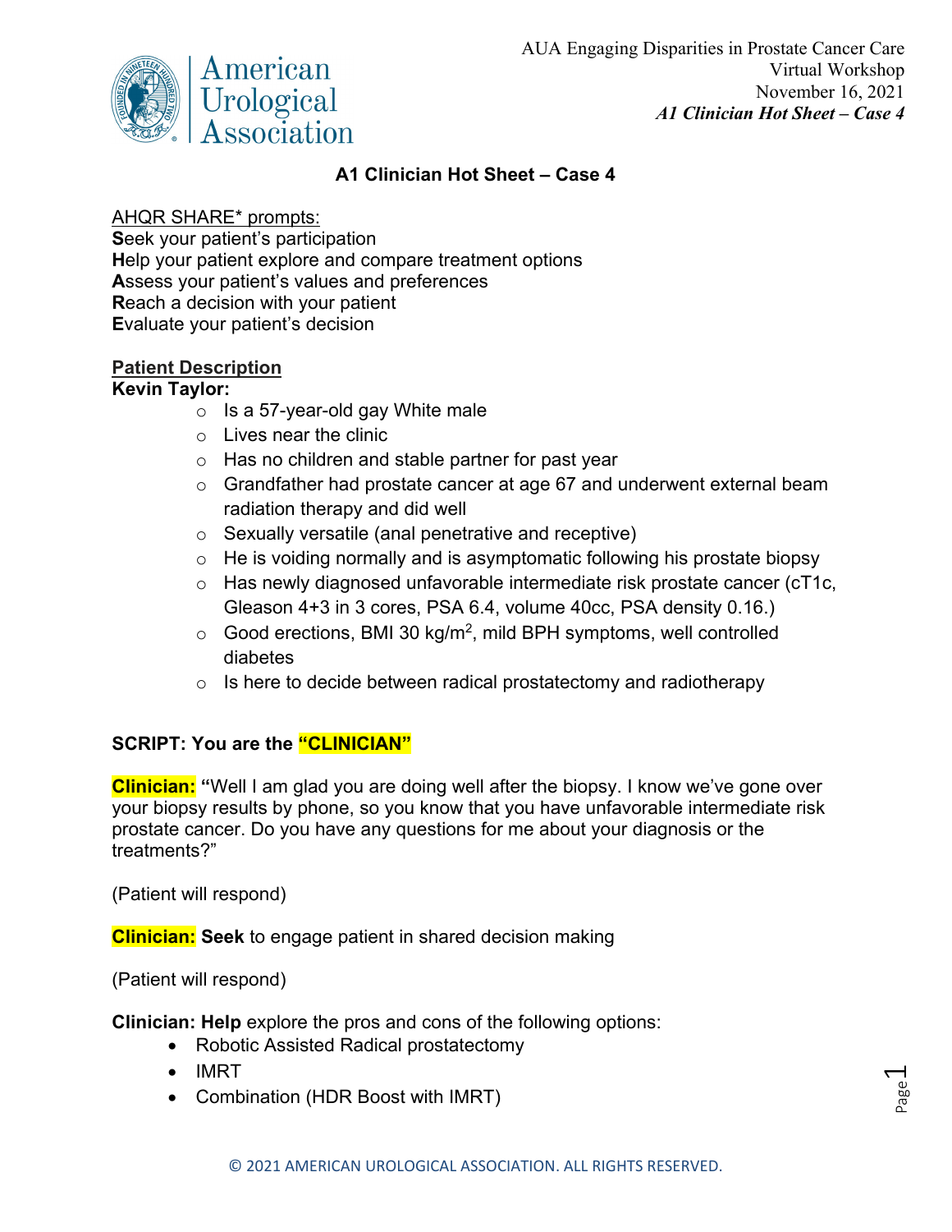American Urological Association

AUA Engaging Disparities in Prostate Cancer Care
Virtual Workshop
November 16, 2021
*A1 Clinician Hot Sheet – Case 4*

## A1 Clinician Hot Sheet – Case 4

AHQR SHARE* prompts:
**S**eek your patient's participation
**H**elp your patient explore and compare treatment options
**A**ssess your patient's values and preferences
**R**each a decision with your patient
**E**valuate your patient's decision

**Patient Description**

**Kevin Taylor:**

- Is a 57-year-old gay White male
- Lives near the clinic
- Has no children and stable partner for past year
- Grandfather had prostate cancer at age 67 and underwent external beam radiation therapy and did well
- Sexually versatile (anal penetrative and receptive)
- He is voiding normally and is asymptomatic following his prostate biopsy
- Has newly diagnosed unfavorable intermediate risk prostate cancer (cT1c, Gleason 4+3 in 3 cores, PSA 6.4, volume 40cc, PSA density 0.16.)
- Good erections, BMI 30 kg/m$^2$, mild BPH symptoms, well controlled diabetes
- Is here to decide between radical prostatectomy and radiotherapy

**SCRIPT: You are the "CLINICIAN"**

**Clinician:** "Well I am glad you are doing well after the biopsy. I know we've gone over your biopsy results by phone, so you know that you have unfavorable intermediate risk prostate cancer. Do you have any questions for me about your diagnosis or the treatments?"

(Patient will respond)

**Clinician:** **Seek** to engage patient in shared decision making

(Patient will respond)

**Clinician: Help** explore the pros and cons of the following options:

- Robotic Assisted Radical prostatectomy
- IMRT
- Combination (HDR Boost with IMRT)

© 2021 AMERICAN UROLOGICAL ASSOCIATION. ALL RIGHTS RESERVED.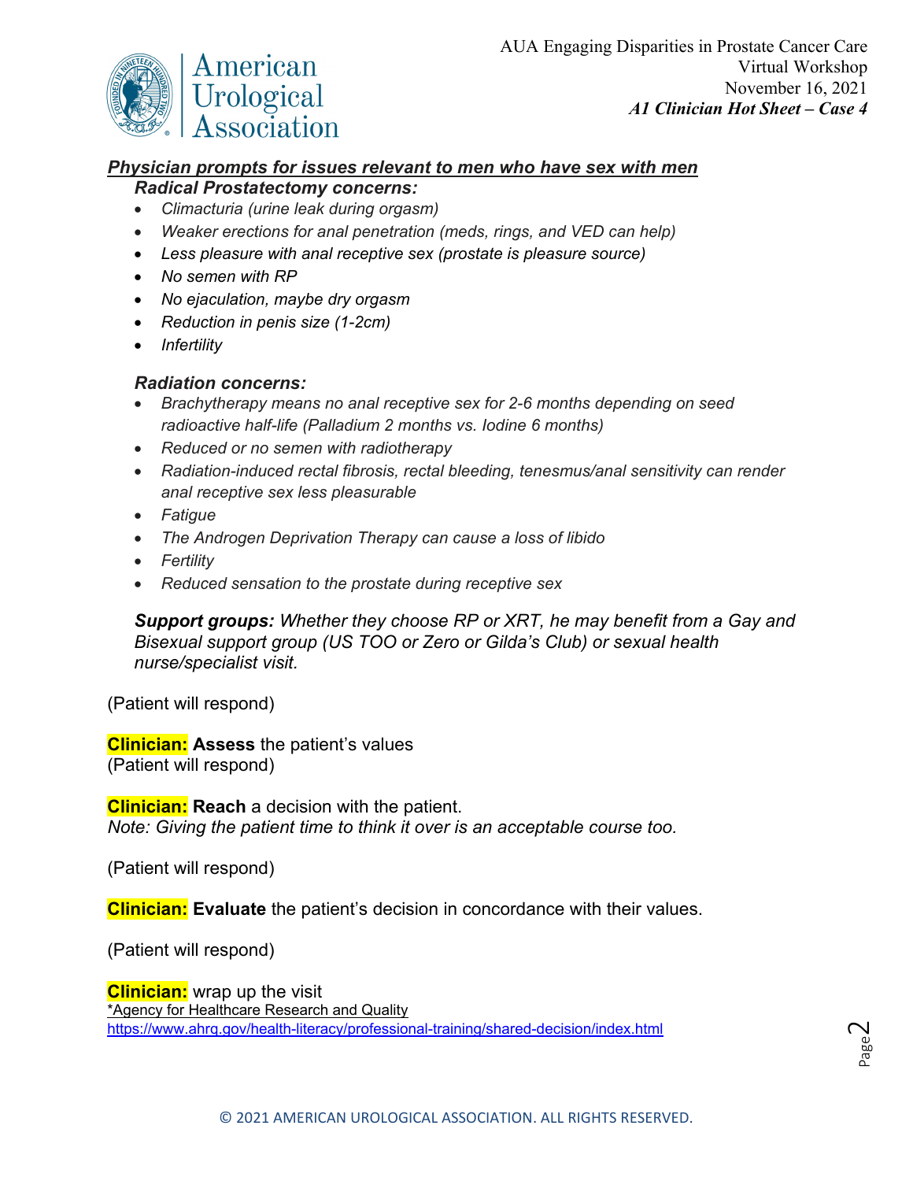***Physician prompts for issues relevant to men who have sex with men***

***Radical Prostatectomy concerns:***

- *Climacturia (urine leak during orgasm)*
- *Weaker erections for anal penetration (meds, rings, and VED can help)*
- *Less pleasure with anal receptive sex (prostate is pleasure source)*
- *No semen with RP*
- *No ejaculation, maybe dry orgasm*
- *Reduction in penis size (1-2cm)*
- *Infertility*

***Radiation concerns:***

- *Brachytherapy means no anal receptive sex for 2-6 months depending on seed radioactive half-life (Palladium 2 months vs. Iodine 6 months)*
- *Reduced or no semen with radiotherapy*
- *Radiation-induced rectal fibrosis, rectal bleeding, tenesmus/anal sensitivity can render anal receptive sex less pleasurable*
- *Fatigue*
- *The Androgen Deprivation Therapy can cause a loss of libido*
- *Fertility*
- *Reduced sensation to the prostate during receptive sex*

***Support groups:*** *Whether they choose RP or XRT, he may benefit from a Gay and Bisexual support group (US TOO or Zero or Gilda's Club) or sexual health nurse/specialist visit.*

(Patient will respond)

**Clinician:** **Assess** the patient's values
(Patient will respond)

**Clinician:** **Reach** a decision with the patient.
*Note: Giving the patient time to think it over is an acceptable course too.*

(Patient will respond)

**Clinician:** **Evaluate** the patient's decision in concordance with their values.

(Patient will respond)

**Clinician:** wrap up the visit

*Agency for Healthcare Research and Quality
https://www.ahrq.gov/health-literacy/professional-training/shared-decision/index.html

© 2021 AMERICAN UROLOGICAL ASSOCIATION. ALL RIGHTS RESERVED.